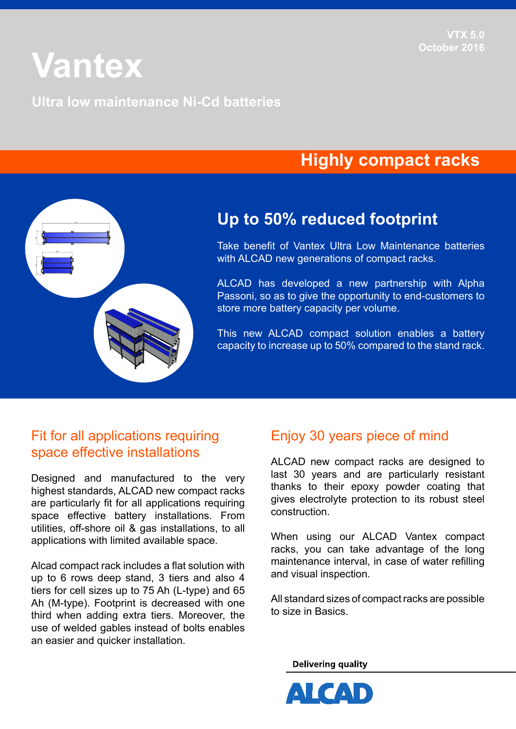VTX 5.0
October 2016

# Vantex

Ultra low maintenance Ni-Cd batteries

## Highly compact racks

### Up to 50% reduced footprint

Take benefit of Vantex Ultra Low Maintenance batteries with ALCAD new generations of compact racks.

ALCAD has developed a new partnership with Alpha Passoni, so as to give the opportunity to end-customers to store more battery capacity per volume.

This new ALCAD compact solution enables a battery capacity to increase up to 50% compared to the stand rack.

### Fit for all applications requiring space effective installations

Designed and manufactured to the very highest standards, ALCAD new compact racks are particularly fit for all applications requiring space effective battery installations. From utilities, off-shore oil & gas installations, to all applications with limited available space.

Alcad compact rack includes a flat solution with up to 6 rows deep stand, 3 tiers and also 4 tiers for cell sizes up to 75 Ah (L-type) and 65 Ah (M-type). Footprint is decreased with one third when adding extra tiers. Moreover, the use of welded gables instead of bolts enables an easier and quicker installation.

### Enjoy 30 years piece of mind

ALCAD new compact racks are designed to last 30 years and are particularly resistant thanks to their epoxy powder coating that gives electrolyte protection to its robust steel construction.

When using our ALCAD Vantex compact racks, you can take advantage of the long maintenance interval, in case of water refilling and visual inspection.

All standard sizes of compact racks are possible to size in Basics.

**Delivering quality**

ALCAD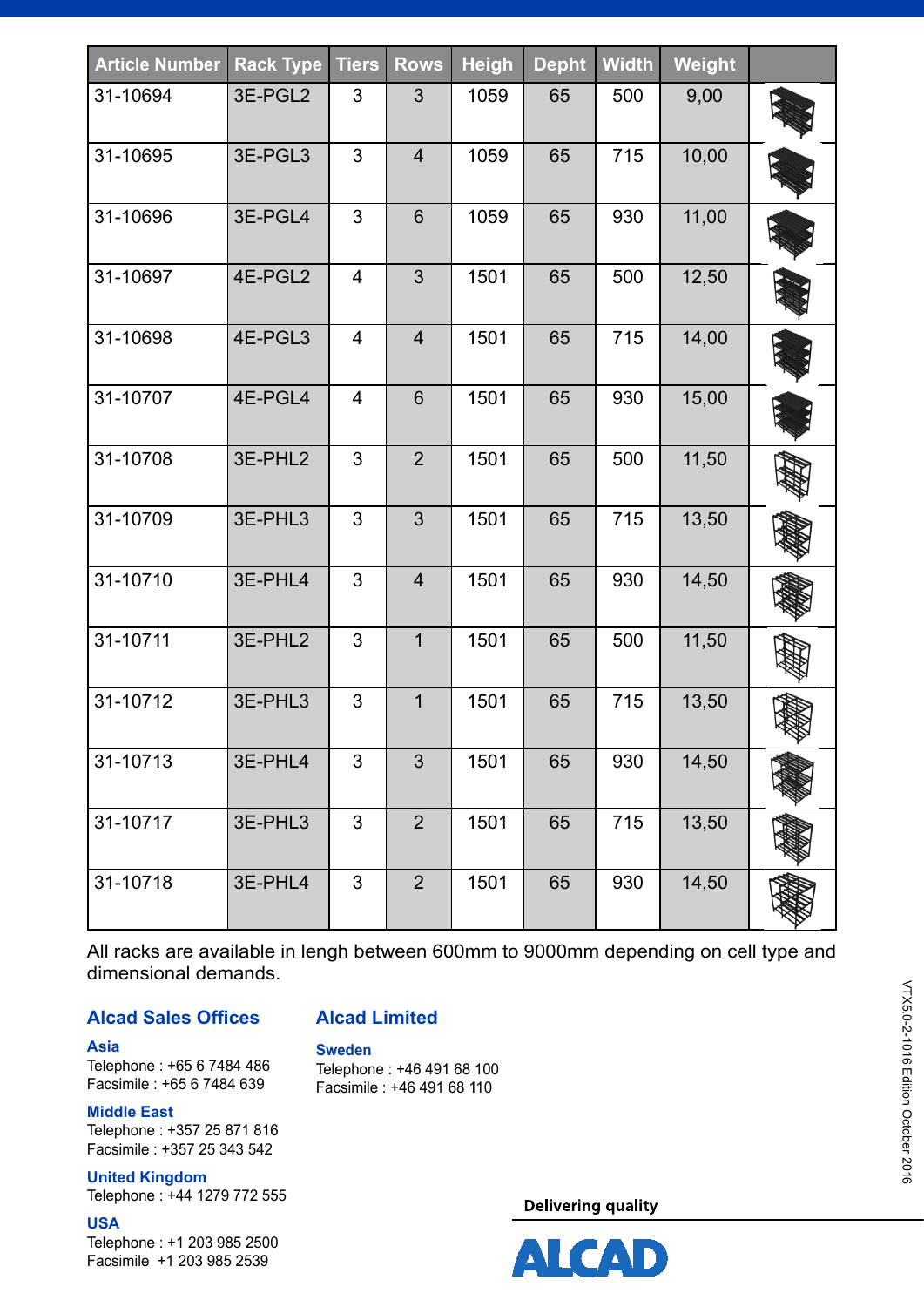| Article Number | Rack Type | Tiers | Rows | Heigh | Depht | Width | Weight | |
|---|---|---|---|---|---|---|---|---|
| 31-10694 | 3E-PGL2 | 3 | 3 | 1059 | 65 | 500 | 9,00 | |
| 31-10695 | 3E-PGL3 | 3 | 4 | 1059 | 65 | 715 | 10,00 | |
| 31-10696 | 3E-PGL4 | 3 | 6 | 1059 | 65 | 930 | 11,00 | |
| 31-10697 | 4E-PGL2 | 4 | 3 | 1501 | 65 | 500 | 12,50 | |
| 31-10698 | 4E-PGL3 | 4 | 4 | 1501 | 65 | 715 | 14,00 | |
| 31-10707 | 4E-PGL4 | 4 | 6 | 1501 | 65 | 930 | 15,00 | |
| 31-10708 | 3E-PHL2 | 3 | 2 | 1501 | 65 | 500 | 11,50 | |
| 31-10709 | 3E-PHL3 | 3 | 3 | 1501 | 65 | 715 | 13,50 | |
| 31-10710 | 3E-PHL4 | 3 | 4 | 1501 | 65 | 930 | 14,50 | |
| 31-10711 | 3E-PHL2 | 3 | 1 | 1501 | 65 | 500 | 11,50 | |
| 31-10712 | 3E-PHL3 | 3 | 1 | 1501 | 65 | 715 | 13,50 | |
| 31-10713 | 3E-PHL4 | 3 | 3 | 1501 | 65 | 930 | 14,50 | |
| 31-10717 | 3E-PHL3 | 3 | 2 | 1501 | 65 | 715 | 13,50 | |
| 31-10718 | 3E-PHL4 | 3 | 2 | 1501 | 65 | 930 | 14,50 | |

All racks are available in lengh between 600mm to 9000mm depending on cell type and dimensional demands.

## Alcad Sales Offices

**Asia**
Telephone : +65 6 7484 486
Facsimile : +65 6 7484 639

**Middle East**
Telephone : +357 25 871 816
Facsimile : +357 25 343 542

**United Kingdom**
Telephone : +44 1279 772 555

**USA**
Telephone : +1 203 985 2500
Facsimile +1 203 985 2539

## Alcad Limited

**Sweden**
Telephone : +46 491 68 100
Facsimile : +46 491 68 110

**Delivering quality**

ALCAD

VTX5.0-2-1016 Edition October 2016